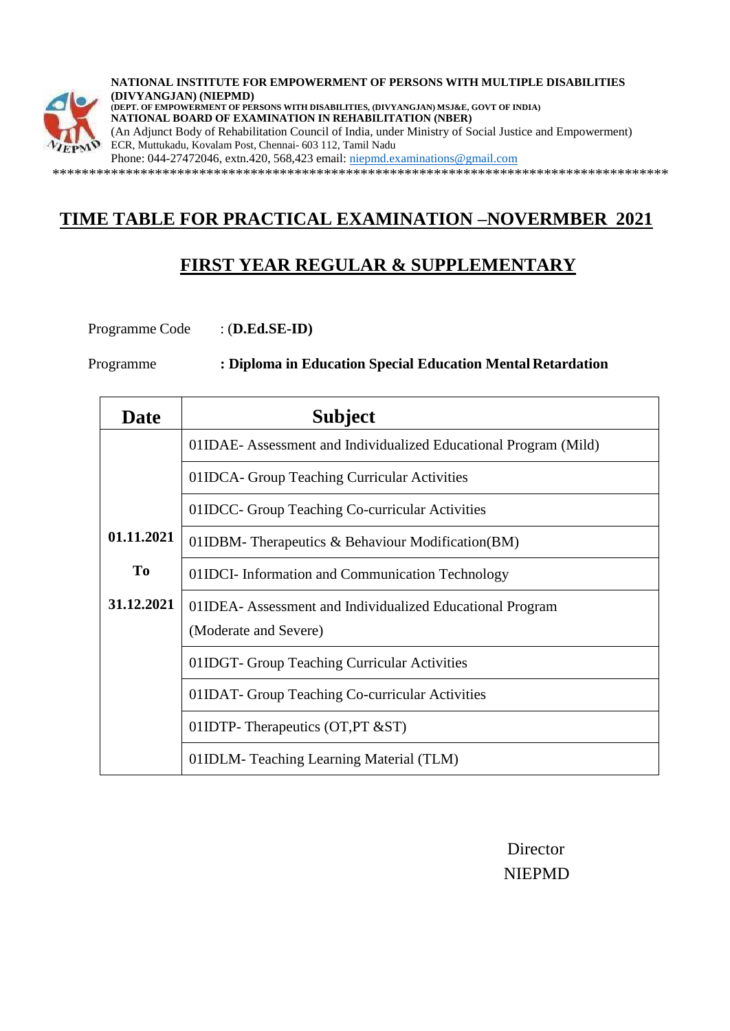**NATIONAL INSTITUTE FOR EMPOWERMENT OF PERSONS WITH MULTIPLE DISABILITIES (DIVYANGJAN) (NIEPMD)**
**(DEPT. OF EMPOWERMENT OF PERSONS WITH DISABILITIES, (DIVYANGJAN) MSJ&E, GOVT OF INDIA)**
**NATIONAL BOARD OF EXAMINATION IN REHABILITATION (NBER)**
(An Adjunct Body of Rehabilitation Council of India, under Ministry of Social Justice and Empowerment)
ECR, Muttukadu, Kovalam Post, Chennai- 603 112, Tamil Nadu
Phone: 044-27472046, extn.420, 568,423 email: niepmd.examinations@gmail.com

\*\*\*\*\*\*\*\*\*\*\*\*\*\*\*\*\*\*\*\*\*\*\*\*\*\*\*\*\*\*\*\*\*\*\*\*\*\*\*\*\*\*\*\*\*\*\*\*\*\*\*\*\*\*\*\*\*\*\*\*\*\*\*\*\*\*\*\*\*\*\*\*\*\*\*\*\*\*\*\*\*\*\*\*

# TIME TABLE FOR PRACTICAL EXAMINATION –NOVERMBER 2021

## FIRST YEAR REGULAR & SUPPLEMENTARY

Programme Code : **(D.Ed.SE-ID)**

Programme **: Diploma in Education Special Education Mental Retardation**

| Date | Subject |
|---|---|
| **01.11.2021 To 31.12.2021** | 01IDAE- Assessment and Individualized Educational Program (Mild) |
| | 01IDCA- Group Teaching Curricular Activities |
| | 01IDCC- Group Teaching Co-curricular Activities |
| | 01IDBM- Therapeutics & Behaviour Modification(BM) |
| | 01IDCI- Information and Communication Technology |
| | 01IDEA- Assessment and Individualized Educational Program (Moderate and Severe) |
| | 01IDGT- Group Teaching Curricular Activities |
| | 01IDAT- Group Teaching Co-curricular Activities |
| | 01IDTP- Therapeutics (OT,PT &ST) |
| | 01IDLM- Teaching Learning Material (TLM) |

Director
NIEPMD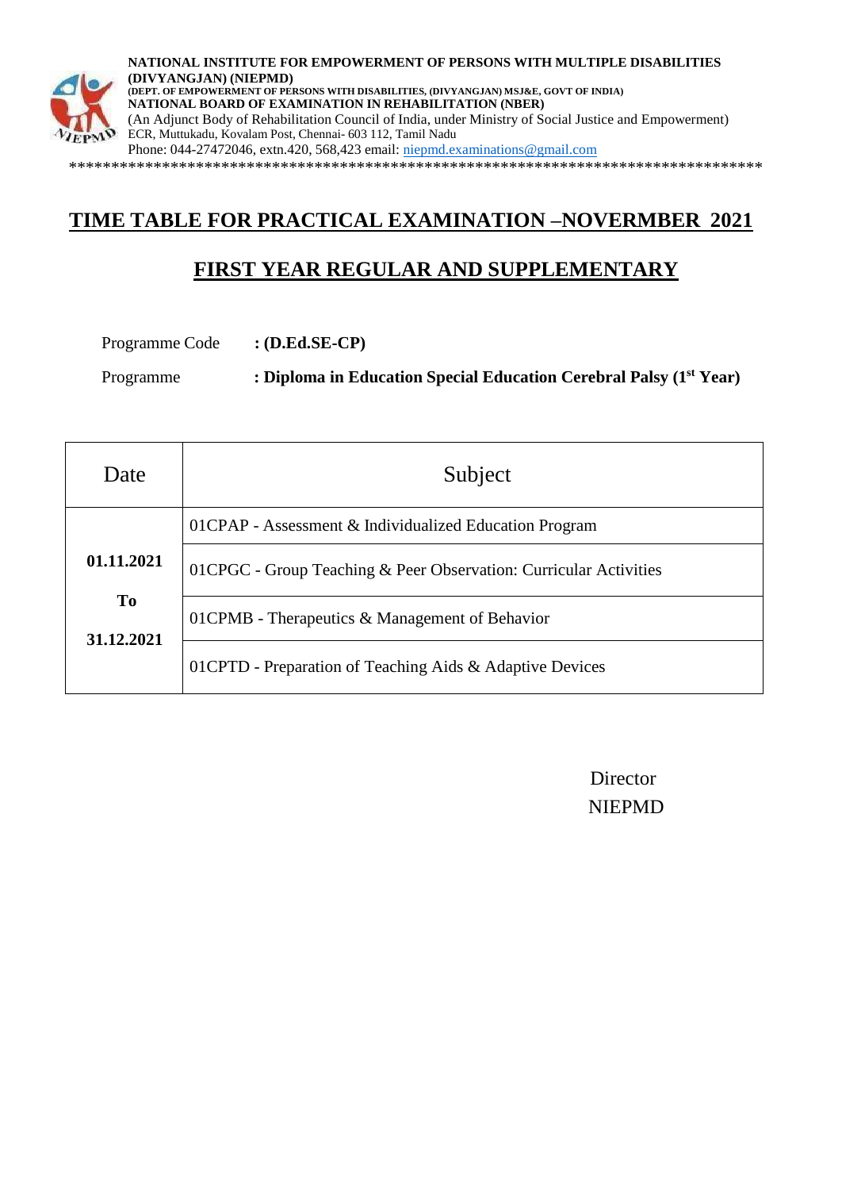**NATIONAL INSTITUTE FOR EMPOWERMENT OF PERSONS WITH MULTIPLE DISABILITIES (DIVYANGJAN) (NIEPMD)**
**(DEPT. OF EMPOWERMENT OF PERSONS WITH DISABILITIES, (DIVYANGJAN) MSJ&E, GOVT OF INDIA)**
**NATIONAL BOARD OF EXAMINATION IN REHABILITATION (NBER)**
(An Adjunct Body of Rehabilitation Council of India, under Ministry of Social Justice and Empowerment)
ECR, Muttukadu, Kovalam Post, Chennai- 603 112, Tamil Nadu
Phone: 044-27472046, extn.420, 568,423 email: niepmd.examinations@gmail.com

************************************************************************************

# TIME TABLE FOR PRACTICAL EXAMINATION –NOVERMBER 2021

## FIRST YEAR REGULAR AND SUPPLEMENTARY

Programme Code **: (D.Ed.SE-CP)**

Programme **: Diploma in Education Special Education Cerebral Palsy (1st Year)**

| Date | Subject |
|---|---|
| **01.11.2021 To 31.12.2021** | 01CPAP - Assessment & Individualized Education Program |
| | 01CPGC - Group Teaching & Peer Observation: Curricular Activities |
| | 01CPMB - Therapeutics & Management of Behavior |
| | 01CPTD - Preparation of Teaching Aids & Adaptive Devices |

Director
NIEPMD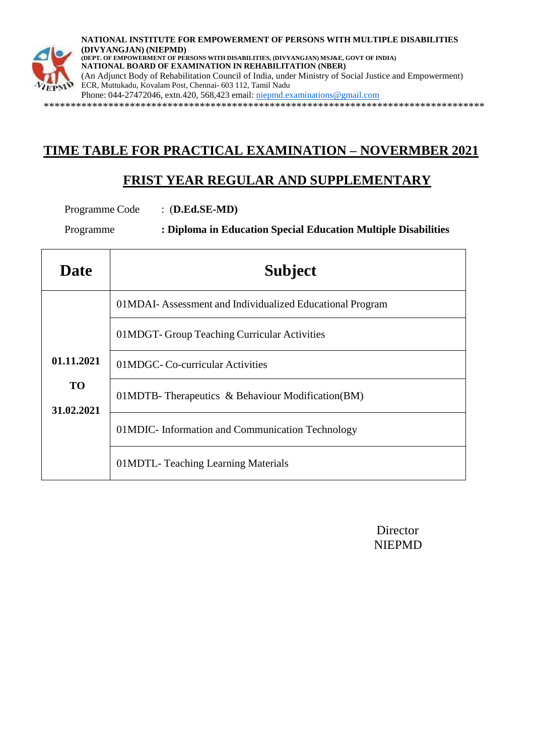**NATIONAL INSTITUTE FOR EMPOWERMENT OF PERSONS WITH MULTIPLE DISABILITIES (DIVYANGJAN) (NIEPMD)**
**(DEPT. OF EMPOWERMENT OF PERSONS WITH DISABILITIES, (DIVYANGJAN) MSJ&E, GOVT OF INDIA)**
**NATIONAL BOARD OF EXAMINATION IN REHABILITATION (NBER)**
(An Adjunct Body of Rehabilitation Council of India, under Ministry of Social Justice and Empowerment)
ECR, Muttukadu, Kovalam Post, Chennai- 603 112, Tamil Nadu
Phone: 044-27472046, extn.420, 568,423 email: niepmd.examinations@gmail.com

*********************************************************************************

# TIME TABLE FOR PRACTICAL EXAMINATION – NOVERMBER 2021

## FRIST YEAR REGULAR AND SUPPLEMENTARY

Programme Code : (**D.Ed.SE-MD)**

Programme **: Diploma in Education Special Education Multiple Disabilities**

| Date | Subject |
|---|---|
| **01.11.2021 TO 31.02.2021** | 01MDAI- Assessment and Individualized Educational Program |
| | 01MDGT- Group Teaching Curricular Activities |
| | 01MDGC- Co-curricular Activities |
| | 01MDTB- Therapeutics & Behaviour Modification(BM) |
| | 01MDIC- Information and Communication Technology |
| | 01MDTL- Teaching Learning Materials |

Director
NIEPMD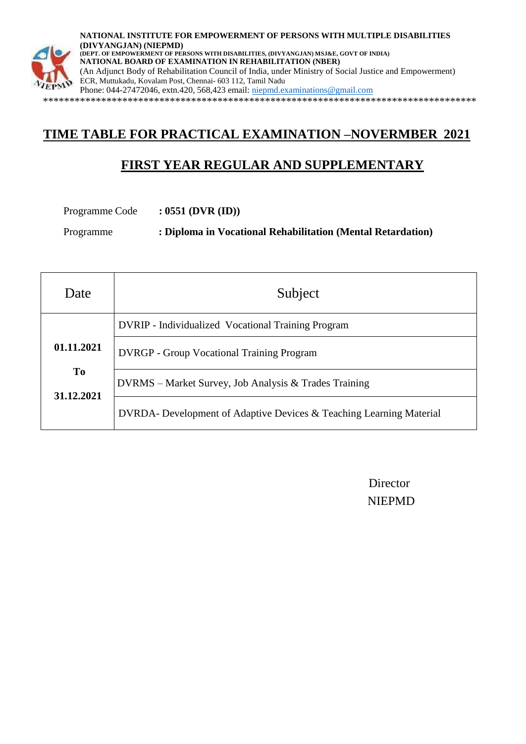**NATIONAL INSTITUTE FOR EMPOWERMENT OF PERSONS WITH MULTIPLE DISABILITIES (DIVYANGJAN) (NIEPMD)**
**(DEPT. OF EMPOWERMENT OF PERSONS WITH DISABILITIES, (DIVYANGJAN) MSJ&E, GOVT OF INDIA)**
**NATIONAL BOARD OF EXAMINATION IN REHABILITATION (NBER)**
(An Adjunct Body of Rehabilitation Council of India, under Ministry of Social Justice and Empowerment)
ECR, Muttukadu, Kovalam Post, Chennai- 603 112, Tamil Nadu
Phone: 044-27472046, extn.420, 568,423 email: niepmd.examinations@gmail.com

*******************************************************************************

# TIME TABLE FOR PRACTICAL EXAMINATION –NOVERMBER 2021

## FIRST YEAR REGULAR AND SUPPLEMENTARY

Programme Code **: 0551 (DVR (ID))**

Programme **: Diploma in Vocational Rehabilitation (Mental Retardation)**

| Date | Subject |
|---|---|
| **01.11.2021 To 31.12.2021** | DVRIP - Individualized Vocational Training Program |
| | DVRGP - Group Vocational Training Program |
| | DVRMS – Market Survey, Job Analysis & Trades Training |
| | DVRDA- Development of Adaptive Devices & Teaching Learning Material |

Director
NIEPMD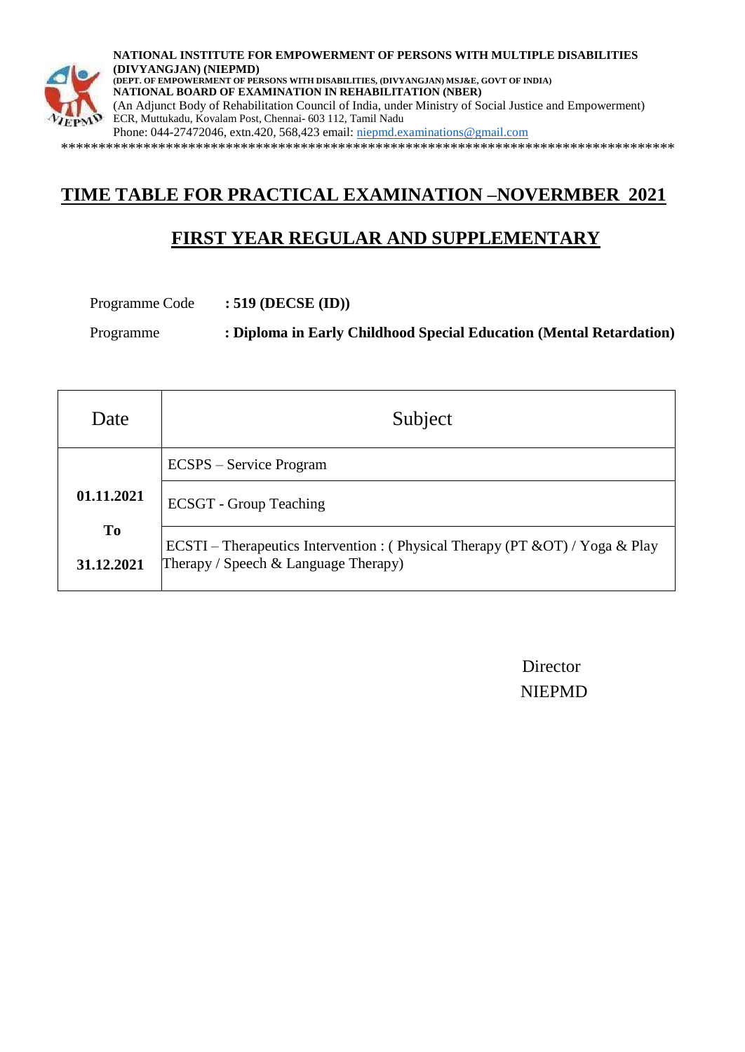**NATIONAL INSTITUTE FOR EMPOWERMENT OF PERSONS WITH MULTIPLE DISABILITIES (DIVYANGJAN) (NIEPMD)**
**(DEPT. OF EMPOWERMENT OF PERSONS WITH DISABILITIES, (DIVYANGJAN) MSJ&E, GOVT OF INDIA)**
**NATIONAL BOARD OF EXAMINATION IN REHABILITATION (NBER)**
(An Adjunct Body of Rehabilitation Council of India, under Ministry of Social Justice and Empowerment)
ECR, Muttukadu, Kovalam Post, Chennai- 603 112, Tamil Nadu
Phone: 044-27472046, extn.420, 568,423 email: niepmd.examinations@gmail.com

*********************************************************************************

# TIME TABLE FOR PRACTICAL EXAMINATION –NOVERMBER 2021

## FIRST YEAR REGULAR AND SUPPLEMENTARY

Programme Code **: 519 (DECSE (ID))**

Programme **: Diploma in Early Childhood Special Education (Mental Retardation)**

| Date | Subject |
|---|---|
| **01.11.2021 To 31.12.2021** | ECSPS – Service Program |
| | ECSGT - Group Teaching |
| | ECSTI – Therapeutics Intervention : ( Physical Therapy (PT &OT) / Yoga & Play Therapy / Speech & Language Therapy) |

Director
NIEPMD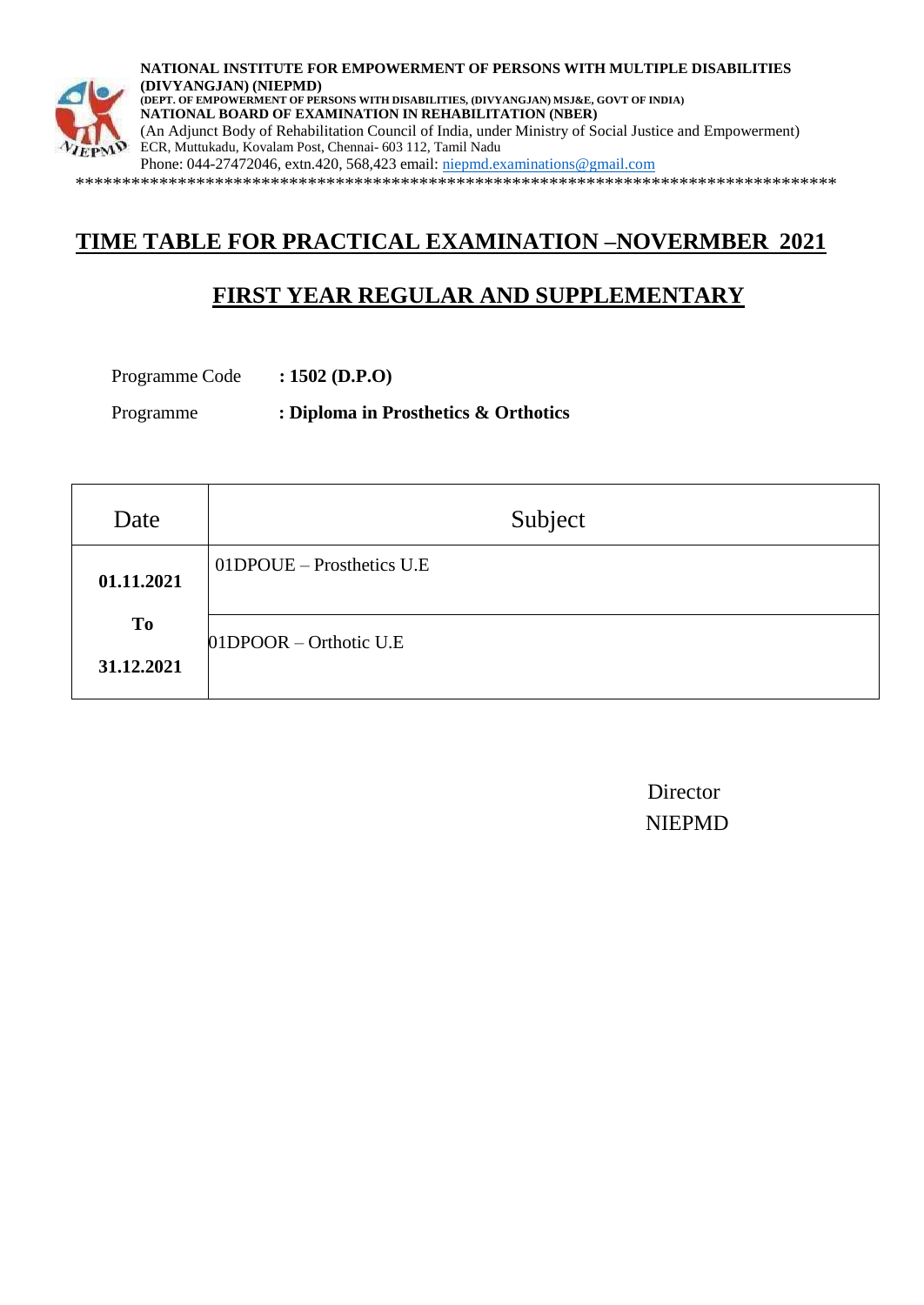**NATIONAL INSTITUTE FOR EMPOWERMENT OF PERSONS WITH MULTIPLE DISABILITIES (DIVYANGJAN) (NIEPMD)**
**(DEPT. OF EMPOWERMENT OF PERSONS WITH DISABILITIES, (DIVYANGJAN) MSJ&E, GOVT OF INDIA)**
**NATIONAL BOARD OF EXAMINATION IN REHABILITATION (NBER)**
(An Adjunct Body of Rehabilitation Council of India, under Ministry of Social Justice and Empowerment)
ECR, Muttukadu, Kovalam Post, Chennai- 603 112, Tamil Nadu
Phone: 044-27472046, extn.420, 568,423 email: niepmd.examinations@gmail.com

*********************************************************************************

# TIME TABLE FOR PRACTICAL EXAMINATION –NOVERMBER 2021

## FIRST YEAR REGULAR AND SUPPLEMENTARY

Programme Code **: 1502 (D.P.O)**

Programme **: Diploma in Prosthetics & Orthotics**

| Date | Subject |
|---|---|
| **01.11.2021 To 31.12.2021** | 01DPOUE – Prosthetics U.E |
| | 01DPOOR – Orthotic U.E |

Director
NIEPMD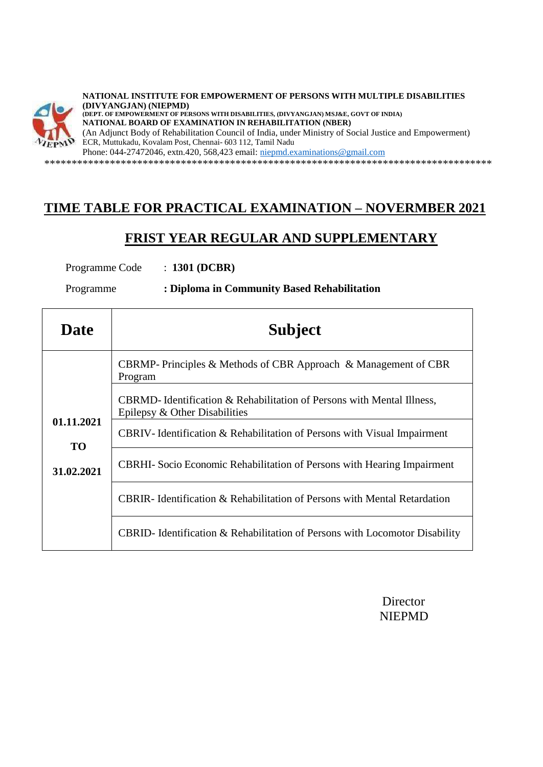**NATIONAL INSTITUTE FOR EMPOWERMENT OF PERSONS WITH MULTIPLE DISABILITIES (DIVYANGJAN) (NIEPMD)**
**(DEPT. OF EMPOWERMENT OF PERSONS WITH DISABILITIES, (DIVYANGJAN) MSJ&E, GOVT OF INDIA)**
**NATIONAL BOARD OF EXAMINATION IN REHABILITATION (NBER)**
(An Adjunct Body of Rehabilitation Council of India, under Ministry of Social Justice and Empowerment)
ECR, Muttukadu, Kovalam Post, Chennai- 603 112, Tamil Nadu
Phone: 044-27472046, extn.420, 568,423 email: niepmd.examinations@gmail.com

*************************************************************************************

# TIME TABLE FOR PRACTICAL EXAMINATION – NOVERMBER 2021

## FRIST YEAR REGULAR AND SUPPLEMENTARY

Programme Code : **1301 (DCBR)**

Programme **: Diploma in Community Based Rehabilitation**

| Date | Subject |
|---|---|
| 01.11.2021 TO 31.02.2021 | CBRMP- Principles & Methods of CBR Approach & Management of CBR Program |
| | CBRMD- Identification & Rehabilitation of Persons with Mental Illness, Epilepsy & Other Disabilities |
| | CBRIV- Identification & Rehabilitation of Persons with Visual Impairment |
| | CBRHI- Socio Economic Rehabilitation of Persons with Hearing Impairment |
| | CBRIR- Identification & Rehabilitation of Persons with Mental Retardation |
| | CBRID- Identification & Rehabilitation of Persons with Locomotor Disability |

Director
NIEPMD